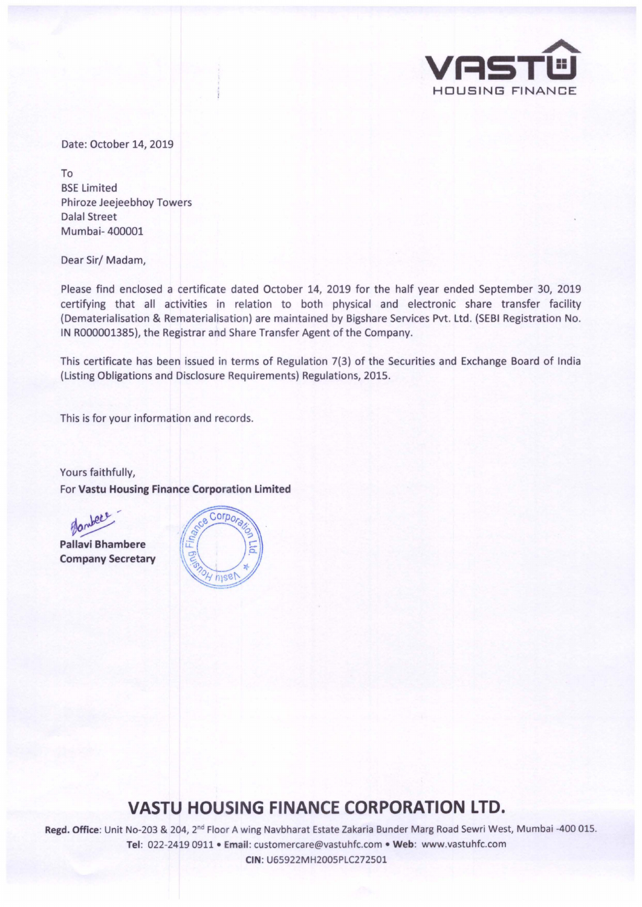Date: October 14, 2019

To
BSE Limited
Phiroze Jeejeebhoy Towers
Dalal Street
Mumbai- 400001

Dear Sir/ Madam,

Please find enclosed a certificate dated October 14, 2019 for the half year ended September 30, 2019 certifying that all activities in relation to both physical and electronic share transfer facility (Dematerialisation & Rematerialisation) are maintained by Bigshare Services Pvt. Ltd. (SEBI Registration No. IN R000001385), the Registrar and Share Transfer Agent of the Company.

This certificate has been issued in terms of Regulation 7(3) of the Securities and Exchange Board of India (Listing Obligations and Disclosure Requirements) Regulations, 2015.

This is for your information and records.

Yours faithfully,
For **Vastu Housing Finance Corporation Limited**

**Pallavi Bhambere**
**Company Secretary**

## VASTU HOUSING FINANCE CORPORATION LTD.

**Regd. Office**: Unit No-203 & 204, 2nd Floor A wing Navbharat Estate Zakaria Bunder Marg Road Sewri West, Mumbai -400 015.
**Tel**: 022-2419 0911 • **Email**: customercare@vastuhfc.com • **Web**: www.vastuhfc.com
**CIN**: U65922MH2005PLC272501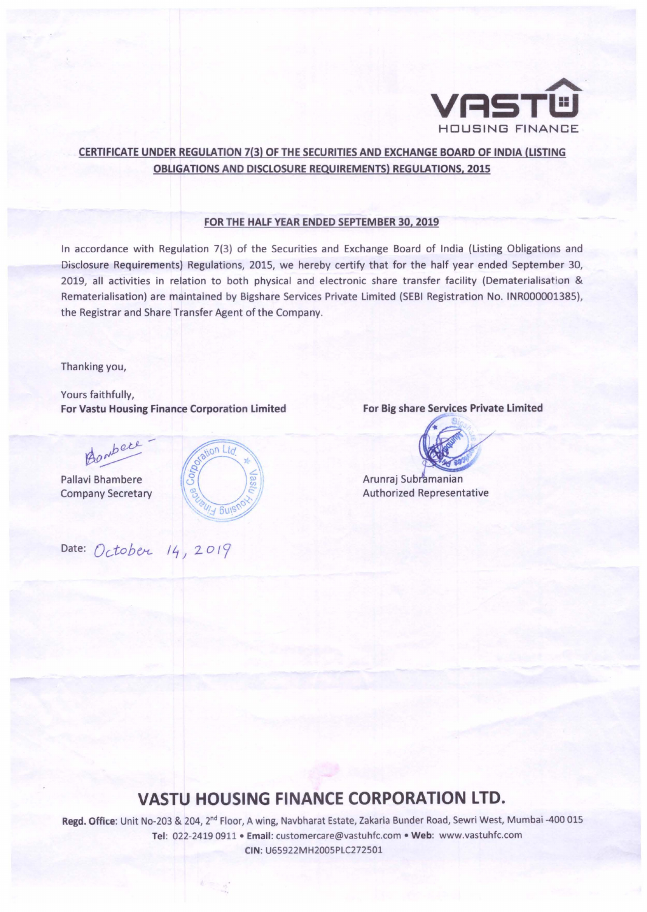VASTU HOUSING FINANCE

**CERTIFICATE UNDER REGULATION 7(3) OF THE SECURITIES AND EXCHANGE BOARD OF INDIA (LISTING OBLIGATIONS AND DISCLOSURE REQUIREMENTS) REGULATIONS, 2015**

**FOR THE HALF YEAR ENDED SEPTEMBER 30, 2019**

In accordance with Regulation 7(3) of the Securities and Exchange Board of India (Listing Obligations and Disclosure Requirements) Regulations, 2015, we hereby certify that for the half year ended September 30, 2019, all activities in relation to both physical and electronic share transfer facility (Dematerialisation & Rematerialisation) are maintained by Bigshare Services Private Limited (SEBI Registration No. INR000001385), the Registrar and Share Transfer Agent of the Company.

Thanking you,

Yours faithfully,

**For Vastu Housing Finance Corporation Limited**

Pallavi Bhambere
Company Secretary

**For Big share Services Private Limited**

Arunraj Subramanian
Authorized Representative

Date: October 14, 2019

**VASTU HOUSING FINANCE CORPORATION LTD.**

**Regd. Office**: Unit No-203 & 204, 2nd Floor, A wing, Navbharat Estate, Zakaria Bunder Road, Sewri West, Mumbai -400 015

**Tel**: 022-2419 0911 • **Email**: customercare@vastuhfc.com • **Web**: www.vastuhfc.com

**CIN**: U65922MH2005PLC272501